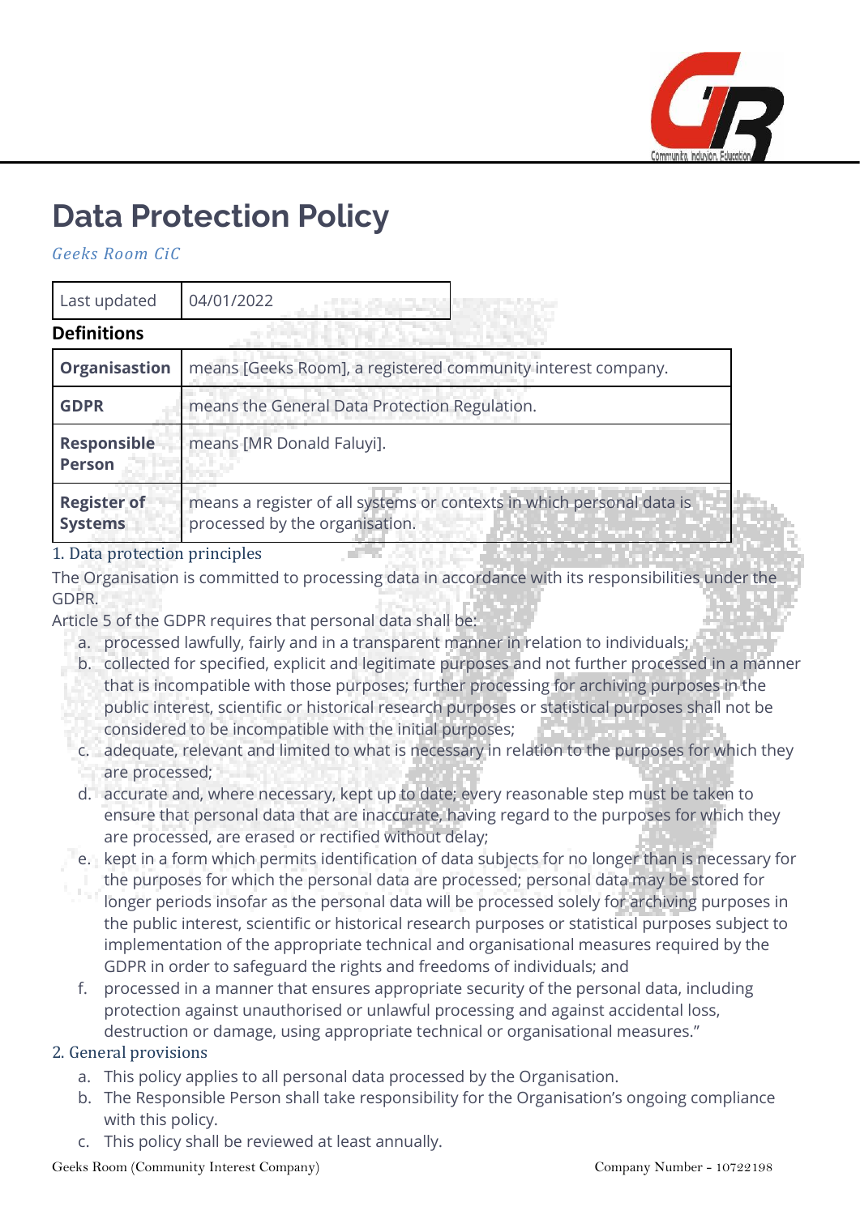# Data Protection Policy

*Geeks Room CiC*

| Last updated | 04/01/2022 |
|---|---|

**Definitions**

| | |
|---|---|
| **Organisastion** | means [Geeks Room], a registered community interest company. |
| **GDPR** | means the General Data Protection Regulation. |
| **Responsible Person** | means [MR Donald Faluyi]. |
| **Register of Systems** | means a register of all systems or contexts in which personal data is processed by the organisation. |

## 1. Data protection principles

The Organisation is committed to processing data in accordance with its responsibilities under the GDPR.

Article 5 of the GDPR requires that personal data shall be:

a. processed lawfully, fairly and in a transparent manner in relation to individuals;
b. collected for specified, explicit and legitimate purposes and not further processed in a manner that is incompatible with those purposes; further processing for archiving purposes in the public interest, scientific or historical research purposes or statistical purposes shall not be considered to be incompatible with the initial purposes;
c. adequate, relevant and limited to what is necessary in relation to the purposes for which they are processed;
d. accurate and, where necessary, kept up to date; every reasonable step must be taken to ensure that personal data that are inaccurate, having regard to the purposes for which they are processed, are erased or rectified without delay;
e. kept in a form which permits identification of data subjects for no longer than is necessary for the purposes for which the personal data are processed; personal data may be stored for longer periods insofar as the personal data will be processed solely for archiving purposes in the public interest, scientific or historical research purposes or statistical purposes subject to implementation of the appropriate technical and organisational measures required by the GDPR in order to safeguard the rights and freedoms of individuals; and
f. processed in a manner that ensures appropriate security of the personal data, including protection against unauthorised or unlawful processing and against accidental loss, destruction or damage, using appropriate technical or organisational measures."

## 2. General provisions

a. This policy applies to all personal data processed by the Organisation.
b. The Responsible Person shall take responsibility for the Organisation's ongoing compliance with this policy.
c. This policy shall be reviewed at least annually.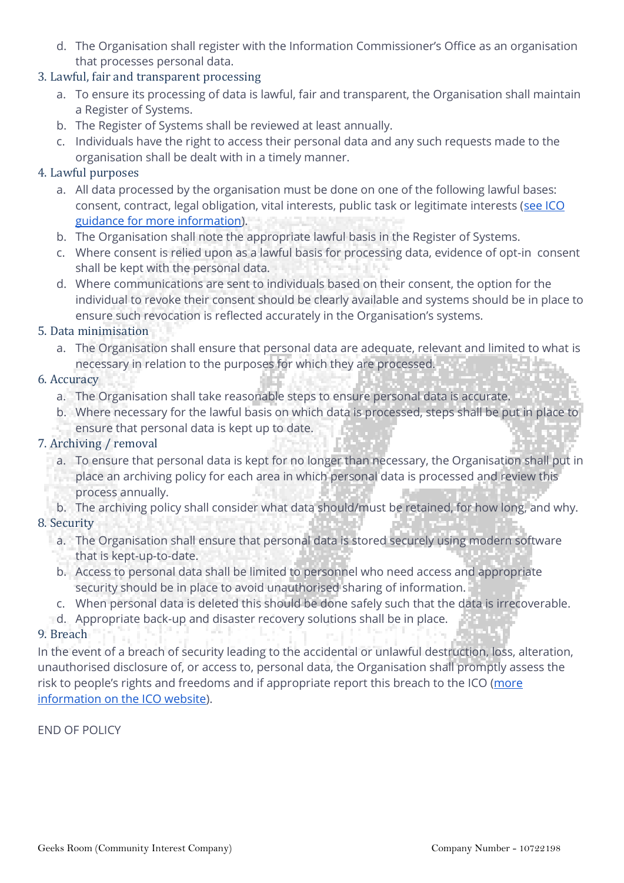d. The Organisation shall register with the Information Commissioner's Office as an organisation that processes personal data.

3. Lawful, fair and transparent processing
   a. To ensure its processing of data is lawful, fair and transparent, the Organisation shall maintain a Register of Systems.
   b. The Register of Systems shall be reviewed at least annually.
   c. Individuals have the right to access their personal data and any such requests made to the organisation shall be dealt with in a timely manner.

4. Lawful purposes
   a. All data processed by the organisation must be done on one of the following lawful bases: consent, contract, legal obligation, vital interests, public task or legitimate interests (see ICO guidance for more information).
   b. The Organisation shall note the appropriate lawful basis in the Register of Systems.
   c. Where consent is relied upon as a lawful basis for processing data, evidence of opt-in consent shall be kept with the personal data.
   d. Where communications are sent to individuals based on their consent, the option for the individual to revoke their consent should be clearly available and systems should be in place to ensure such revocation is reflected accurately in the Organisation's systems.

5. Data minimisation
   a. The Organisation shall ensure that personal data are adequate, relevant and limited to what is necessary in relation to the purposes for which they are processed.

6. Accuracy
   a. The Organisation shall take reasonable steps to ensure personal data is accurate.
   b. Where necessary for the lawful basis on which data is processed, steps shall be put in place to ensure that personal data is kept up to date.

7. Archiving / removal
   a. To ensure that personal data is kept for no longer than necessary, the Organisation shall put in place an archiving policy for each area in which personal data is processed and review this process annually.
   b. The archiving policy shall consider what data should/must be retained, for how long, and why.

8. Security
   a. The Organisation shall ensure that personal data is stored securely using modern software that is kept-up-to-date.
   b. Access to personal data shall be limited to personnel who need access and appropriate security should be in place to avoid unauthorised sharing of information.
   c. When personal data is deleted this should be done safely such that the data is irrecoverable.
   d. Appropriate back-up and disaster recovery solutions shall be in place.

9. Breach

In the event of a breach of security leading to the accidental or unlawful destruction, loss, alteration, unauthorised disclosure of, or access to, personal data, the Organisation shall promptly assess the risk to people's rights and freedoms and if appropriate report this breach to the ICO (more information on the ICO website).

END OF POLICY

Geeks Room (Community Interest Company) Company Number - 10722198